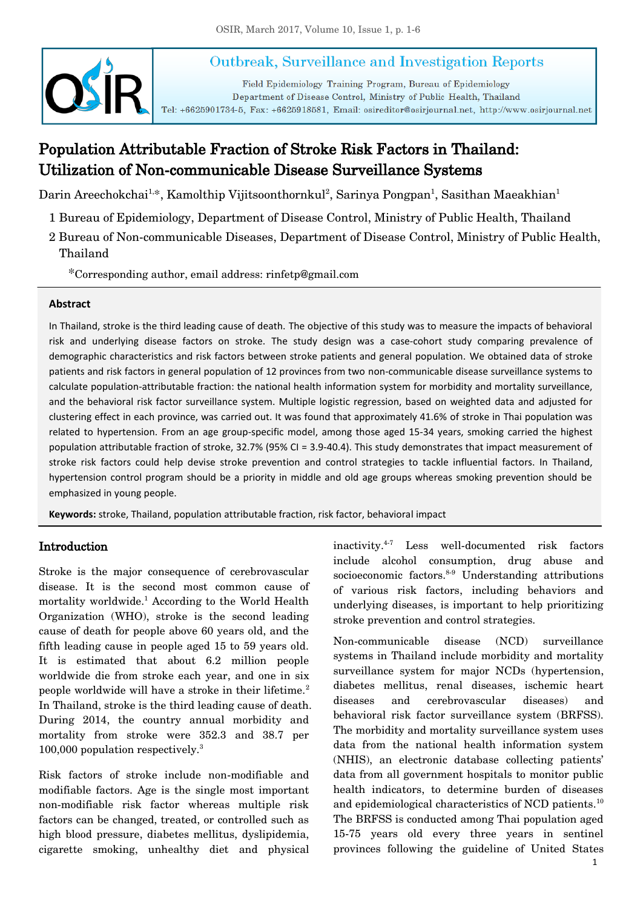# Population Attributable Fraction of Stroke Risk Factors in Thailand: Utilization of Non-communicable Disease Surveillance Systems

Darin Areechokchai[1,*], Kamolthip Vijitsoonthornkul[2], Sarinya Pongpan[1], Sasithan Maeakhian[1]

1 Bureau of Epidemiology, Department of Disease Control, Ministry of Public Health, Thailand

2 Bureau of Non-communicable Diseases, Department of Disease Control, Ministry of Public Health, Thailand

*Corresponding author, email address: rinfetp@gmail.com

## Abstract

In Thailand, stroke is the third leading cause of death. The objective of this study was to measure the impacts of behavioral risk and underlying disease factors on stroke. The study design was a case-cohort study comparing prevalence of demographic characteristics and risk factors between stroke patients and general population. We obtained data of stroke patients and risk factors in general population of 12 provinces from two non-communicable disease surveillance systems to calculate population-attributable fraction: the national health information system for morbidity and mortality surveillance, and the behavioral risk factor surveillance system. Multiple logistic regression, based on weighted data and adjusted for clustering effect in each province, was carried out. It was found that approximately 41.6% of stroke in Thai population was related to hypertension. From an age group-specific model, among those aged 15-34 years, smoking carried the highest population attributable fraction of stroke, 32.7% (95% CI = 3.9-40.4). This study demonstrates that impact measurement of stroke risk factors could help devise stroke prevention and control strategies to tackle influential factors. In Thailand, hypertension control program should be a priority in middle and old age groups whereas smoking prevention should be emphasized in young people.

**Keywords:** stroke, Thailand, population attributable fraction, risk factor, behavioral impact

## Introduction

Stroke is the major consequence of cerebrovascular disease. It is the second most common cause of mortality worldwide.[1] According to the World Health Organization (WHO), stroke is the second leading cause of death for people above 60 years old, and the fifth leading cause in people aged 15 to 59 years old. It is estimated that about 6.2 million people worldwide die from stroke each year, and one in six people worldwide will have a stroke in their lifetime.[2] In Thailand, stroke is the third leading cause of death. During 2014, the country annual morbidity and mortality from stroke were 352.3 and 38.7 per 100,000 population respectively.[3]

Risk factors of stroke include non-modifiable and modifiable factors. Age is the single most important non-modifiable risk factor whereas multiple risk factors can be changed, treated, or controlled such as high blood pressure, diabetes mellitus, dyslipidemia, cigarette smoking, unhealthy diet and physical inactivity.[4-7] Less well-documented risk factors include alcohol consumption, drug abuse and socioeconomic factors.[8-9] Understanding attributions of various risk factors, including behaviors and underlying diseases, is important to help prioritizing stroke prevention and control strategies.

Non-communicable disease (NCD) surveillance systems in Thailand include morbidity and mortality surveillance system for major NCDs (hypertension, diabetes mellitus, renal diseases, ischemic heart diseases and cerebrovascular diseases) and behavioral risk factor surveillance system (BRFSS). The morbidity and mortality surveillance system uses data from the national health information system (NHIS), an electronic database collecting patients' data from all government hospitals to monitor public health indicators, to determine burden of diseases and epidemiological characteristics of NCD patients.[10] The BRFSS is conducted among Thai population aged 15-75 years old every three years in sentinel provinces following the guideline of United States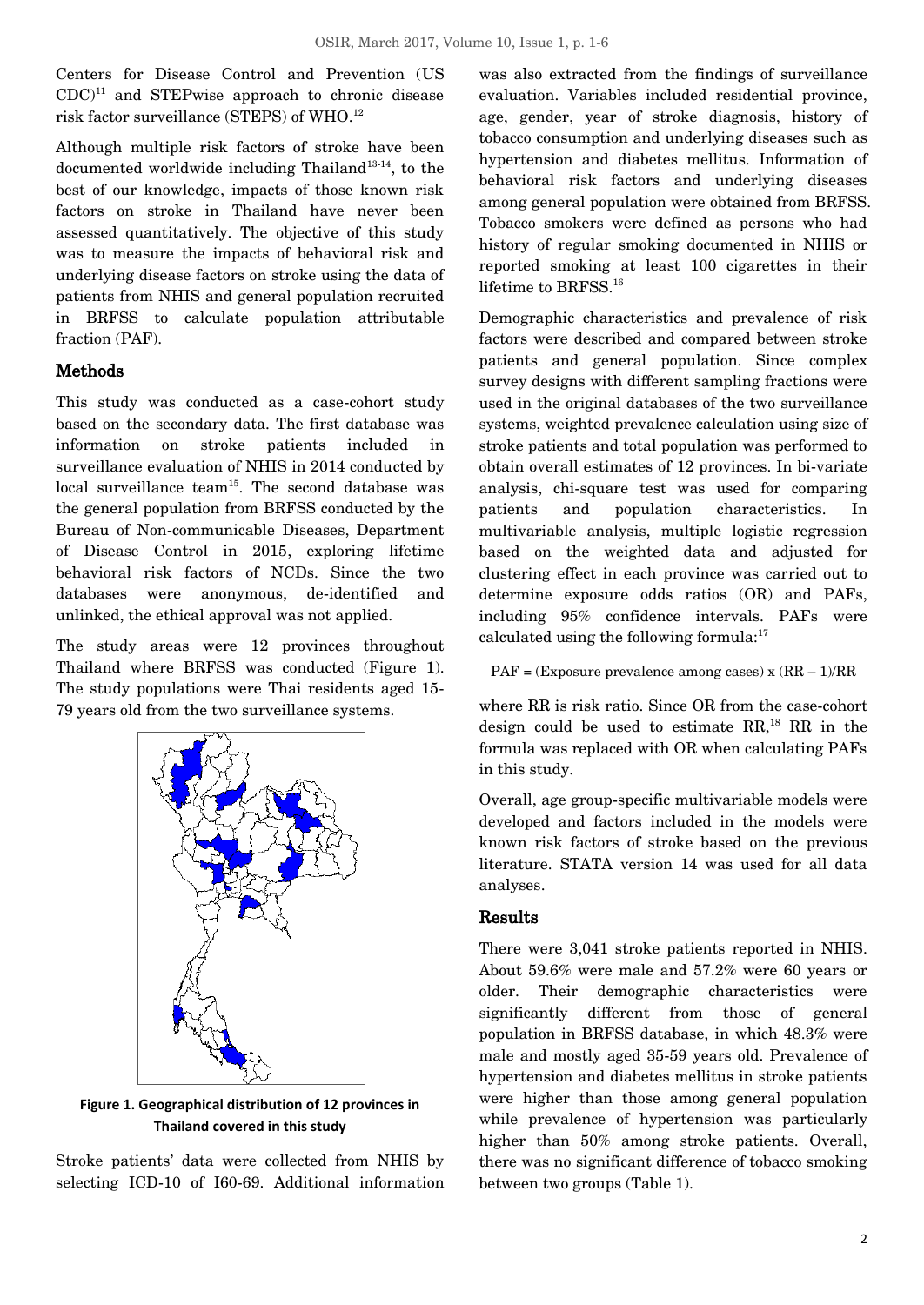Centers for Disease Control and Prevention (US CDC)[11] and STEPwise approach to chronic disease risk factor surveillance (STEPS) of WHO.[12]

Although multiple risk factors of stroke have been documented worldwide including Thailand[13-14], to the best of our knowledge, impacts of those known risk factors on stroke in Thailand have never been assessed quantitatively. The objective of this study was to measure the impacts of behavioral risk and underlying disease factors on stroke using the data of patients from NHIS and general population recruited in BRFSS to calculate population attributable fraction (PAF).

## Methods

This study was conducted as a case-cohort study based on the secondary data. The first database was information on stroke patients included in surveillance evaluation of NHIS in 2014 conducted by local surveillance team[15]. The second database was the general population from BRFSS conducted by the Bureau of Non-communicable Diseases, Department of Disease Control in 2015, exploring lifetime behavioral risk factors of NCDs. Since the two databases were anonymous, de-identified and unlinked, the ethical approval was not applied.

The study areas were 12 provinces throughout Thailand where BRFSS was conducted (Figure 1). The study populations were Thai residents aged 15-79 years old from the two surveillance systems.

**Figure 1. Geographical distribution of 12 provinces in Thailand covered in this study**

Stroke patients' data were collected from NHIS by selecting ICD-10 of I60-69. Additional information was also extracted from the findings of surveillance evaluation. Variables included residential province, age, gender, year of stroke diagnosis, history of tobacco consumption and underlying diseases such as hypertension and diabetes mellitus. Information of behavioral risk factors and underlying diseases among general population were obtained from BRFSS. Tobacco smokers were defined as persons who had history of regular smoking documented in NHIS or reported smoking at least 100 cigarettes in their lifetime to BRFSS.[16]

Demographic characteristics and prevalence of risk factors were described and compared between stroke patients and general population. Since complex survey designs with different sampling fractions were used in the original databases of the two surveillance systems, weighted prevalence calculation using size of stroke patients and total population was performed to obtain overall estimates of 12 provinces. In bi-variate analysis, chi-square test was used for comparing patients and population characteristics. In multivariable analysis, multiple logistic regression based on the weighted data and adjusted for clustering effect in each province was carried out to determine exposure odds ratios (OR) and PAFs, including 95% confidence intervals. PAFs were calculated using the following formula:[17]

$$PAF = (\text{Exposure prevalence among cases}) \times (RR - 1)/RR$$

where RR is risk ratio. Since OR from the case-cohort design could be used to estimate RR,[18] RR in the formula was replaced with OR when calculating PAFs in this study.

Overall, age group-specific multivariable models were developed and factors included in the models were known risk factors of stroke based on the previous literature. STATA version 14 was used for all data analyses.

## Results

There were 3,041 stroke patients reported in NHIS. About 59.6% were male and 57.2% were 60 years or older. Their demographic characteristics were significantly different from those of general population in BRFSS database, in which 48.3% were male and mostly aged 35-59 years old. Prevalence of hypertension and diabetes mellitus in stroke patients were higher than those among general population while prevalence of hypertension was particularly higher than 50% among stroke patients. Overall, there was no significant difference of tobacco smoking between two groups (Table 1).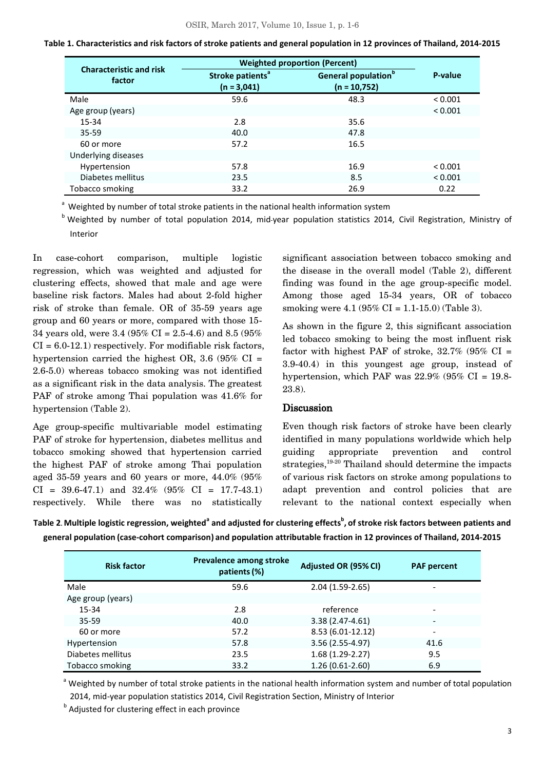**Table 1. Characteristics and risk factors of stroke patients and general population in 12 provinces of Thailand, 2014-2015**

| Characteristic and risk factor | Weighted proportion (Percent) | | P-value |
|---|---|---|---|
| | Stroke patients[a] (n = 3,041) | General population[b] (n = 10,752) | |
| Male | 59.6 | 48.3 | < 0.001 |
| Age group (years) | | | < 0.001 |
| 15-34 | 2.8 | 35.6 | |
| 35-59 | 40.0 | 47.8 | |
| 60 or more | 57.2 | 16.5 | |
| Underlying diseases | | | |
| Hypertension | 57.8 | 16.9 | < 0.001 |
| Diabetes mellitus | 23.5 | 8.5 | < 0.001 |
| Tobacco smoking | 33.2 | 26.9 | 0.22 |

[a] Weighted by number of total stroke patients in the national health information system

[b] Weighted by number of total population 2014, mid-year population statistics 2014, Civil Registration, Ministry of Interior

In case-cohort comparison, multiple logistic regression, which was weighted and adjusted for clustering effects, showed that male and age were baseline risk factors. Males had about 2-fold higher risk of stroke than female. OR of 35-59 years age group and 60 years or more, compared with those 15-34 years old, were 3.4 (95% CI = 2.5-4.6) and 8.5 (95% CI = 6.0-12.1) respectively. For modifiable risk factors, hypertension carried the highest OR, 3.6 (95% CI = 2.6-5.0) whereas tobacco smoking was not identified as a significant risk in the data analysis. The greatest PAF of stroke among Thai population was 41.6% for hypertension (Table 2).

Age group-specific multivariable model estimating PAF of stroke for hypertension, diabetes mellitus and tobacco smoking showed that hypertension carried the highest PAF of stroke among Thai population aged 35-59 years and 60 years or more, 44.0% (95% CI = 39.6-47.1) and 32.4% (95% CI = 17.7-43.1) respectively. While there was no statistically significant association between tobacco smoking and the disease in the overall model (Table 2), different finding was found in the age group-specific model. Among those aged 15-34 years, OR of tobacco smoking were 4.1 (95% CI = 1.1-15.0) (Table 3).

As shown in the figure 2, this significant association led tobacco smoking to being the most influent risk factor with highest PAF of stroke, 32.7% (95% CI = 3.9-40.4) in this youngest age group, instead of hypertension, which PAF was 22.9% (95% CI = 19.8-23.8).

## Discussion

Even though risk factors of stroke have been clearly identified in many populations worldwide which help guiding appropriate prevention and control strategies,[19-20] Thailand should determine the impacts of various risk factors on stroke among populations to adapt prevention and control policies that are relevant to the national context especially when

**Table 2. Multiple logistic regression, weighted[a] and adjusted for clustering effects[b], of stroke risk factors between patients and general population (case-cohort comparison) and population attributable fraction in 12 provinces of Thailand, 2014-2015**

| Risk factor | Prevalence among stroke patients (%) | Adjusted OR (95% CI) | PAF percent |
|---|---|---|---|
| Male | 59.6 | 2.04 (1.59-2.65) | - |
| Age group (years) | | | |
| 15-34 | 2.8 | reference | - |
| 35-59 | 40.0 | 3.38 (2.47-4.61) | - |
| 60 or more | 57.2 | 8.53 (6.01-12.12) | - |
| Hypertension | 57.8 | 3.56 (2.55-4.97) | 41.6 |
| Diabetes mellitus | 23.5 | 1.68 (1.29-2.27) | 9.5 |
| Tobacco smoking | 33.2 | 1.26 (0.61-2.60) | 6.9 |

[a] Weighted by number of total stroke patients in the national health information system and number of total population 2014, mid-year population statistics 2014, Civil Registration Section, Ministry of Interior

[b] Adjusted for clustering effect in each province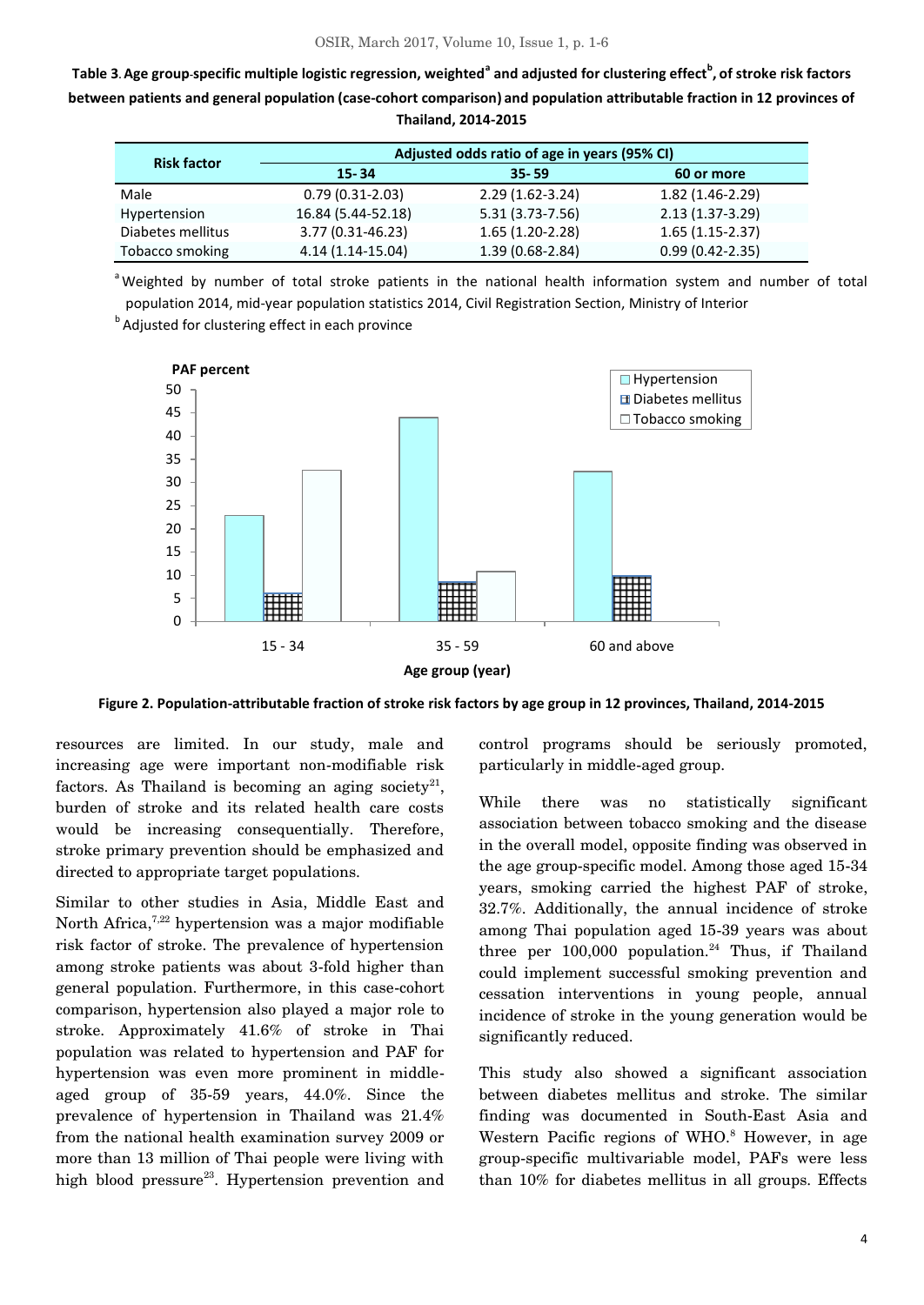**Table 3. Age group-specific multiple logistic regression, weighted[a] and adjusted for clustering effect[b], of stroke risk factors between patients and general population (case-cohort comparison) and population attributable fraction in 12 provinces of Thailand, 2014-2015**

| Risk factor | Adjusted odds ratio of age in years (95% CI) | | |
|---|---|---|---|
| | 15- 34 | 35- 59 | 60 or more |
| Male | 0.79 (0.31-2.03) | 2.29 (1.62-3.24) | 1.82 (1.46-2.29) |
| Hypertension | 16.84 (5.44-52.18) | 5.31 (3.73-7.56) | 2.13 (1.37-3.29) |
| Diabetes mellitus | 3.77 (0.31-46.23) | 1.65 (1.20-2.28) | 1.65 (1.15-2.37) |
| Tobacco smoking | 4.14 (1.14-15.04) | 1.39 (0.68-2.84) | 0.99 (0.42-2.35) |

[a] Weighted by number of total stroke patients in the national health information system and number of total population 2014, mid-year population statistics 2014, Civil Registration Section, Ministry of Interior

[b] Adjusted for clustering effect in each province

**Figure 2. Population-attributable fraction of stroke risk factors by age group in 12 provinces, Thailand, 2014-2015**

resources are limited. In our study, male and increasing age were important non-modifiable risk factors. As Thailand is becoming an aging society[21], burden of stroke and its related health care costs would be increasing consequentially. Therefore, stroke primary prevention should be emphasized and directed to appropriate target populations.

Similar to other studies in Asia, Middle East and North Africa,[7,22] hypertension was a major modifiable risk factor of stroke. The prevalence of hypertension among stroke patients was about 3-fold higher than general population. Furthermore, in this case-cohort comparison, hypertension also played a major role to stroke. Approximately 41.6% of stroke in Thai population was related to hypertension and PAF for hypertension was even more prominent in middle-aged group of 35-59 years, 44.0%. Since the prevalence of hypertension in Thailand was 21.4% from the national health examination survey 2009 or more than 13 million of Thai people were living with high blood pressure[23]. Hypertension prevention and control programs should be seriously promoted, particularly in middle-aged group.

While there was no statistically significant association between tobacco smoking and the disease in the overall model, opposite finding was observed in the age group-specific model. Among those aged 15-34 years, smoking carried the highest PAF of stroke, 32.7%. Additionally, the annual incidence of stroke among Thai population aged 15-39 years was about three per 100,000 population.[24] Thus, if Thailand could implement successful smoking prevention and cessation interventions in young people, annual incidence of stroke in the young generation would be significantly reduced.

This study also showed a significant association between diabetes mellitus and stroke. The similar finding was documented in South-East Asia and Western Pacific regions of WHO.[8] However, in age group-specific multivariable model, PAFs were less than 10% for diabetes mellitus in all groups. Effects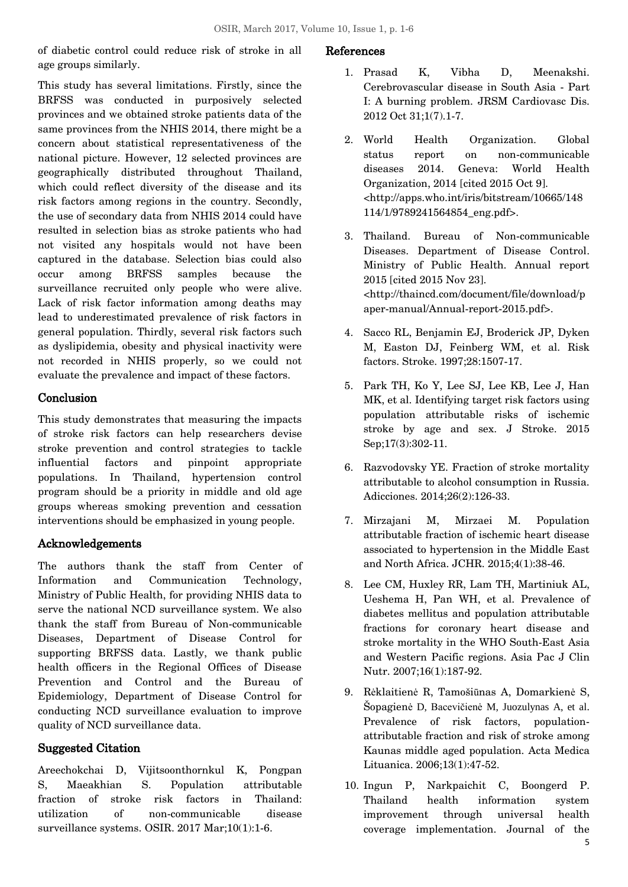of diabetic control could reduce risk of stroke in all age groups similarly.

This study has several limitations. Firstly, since the BRFSS was conducted in purposively selected provinces and we obtained stroke patients data of the same provinces from the NHIS 2014, there might be a concern about statistical representativeness of the national picture. However, 12 selected provinces are geographically distributed throughout Thailand, which could reflect diversity of the disease and its risk factors among regions in the country. Secondly, the use of secondary data from NHIS 2014 could have resulted in selection bias as stroke patients who had not visited any hospitals would not have been captured in the database. Selection bias could also occur among BRFSS samples because the surveillance recruited only people who were alive. Lack of risk factor information among deaths may lead to underestimated prevalence of risk factors in general population. Thirdly, several risk factors such as dyslipidemia, obesity and physical inactivity were not recorded in NHIS properly, so we could not evaluate the prevalence and impact of these factors.

## Conclusion

This study demonstrates that measuring the impacts of stroke risk factors can help researchers devise stroke prevention and control strategies to tackle influential factors and pinpoint appropriate populations. In Thailand, hypertension control program should be a priority in middle and old age groups whereas smoking prevention and cessation interventions should be emphasized in young people.

## Acknowledgements

The authors thank the staff from Center of Information and Communication Technology, Ministry of Public Health, for providing NHIS data to serve the national NCD surveillance system. We also thank the staff from Bureau of Non-communicable Diseases, Department of Disease Control for supporting BRFSS data. Lastly, we thank public health officers in the Regional Offices of Disease Prevention and Control and the Bureau of Epidemiology, Department of Disease Control for conducting NCD surveillance evaluation to improve quality of NCD surveillance data.

## Suggested Citation

Areechokchai D, Vijitsoonthornkul K, Pongpan S, Maeakhian S. Population attributable fraction of stroke risk factors in Thailand: utilization of non-communicable disease surveillance systems. OSIR. 2017 Mar;10(1):1-6.

## References

1. Prasad K, Vibha D, Meenakshi. Cerebrovascular disease in South Asia - Part I: A burning problem. JRSM Cardiovasc Dis. 2012 Oct 31;1(7).1-7.
2. World Health Organization. Global status report on non-communicable diseases 2014. Geneva: World Health Organization, 2014 [cited 2015 Oct 9]. <http://apps.who.int/iris/bitstream/10665/148114/1/9789241564854_eng.pdf>.
3. Thailand. Bureau of Non-communicable Diseases. Department of Disease Control. Ministry of Public Health. Annual report 2015 [cited 2015 Nov 23]. <http://thaincd.com/document/file/download/paper-manual/Annual-report-2015.pdf>.
4. Sacco RL, Benjamin EJ, Broderick JP, Dyken M, Easton DJ, Feinberg WM, et al. Risk factors. Stroke. 1997;28:1507-17.
5. Park TH, Ko Y, Lee SJ, Lee KB, Lee J, Han MK, et al. Identifying target risk factors using population attributable risks of ischemic stroke by age and sex. J Stroke. 2015 Sep;17(3):302-11.
6. Razvodovsky YE. Fraction of stroke mortality attributable to alcohol consumption in Russia. Adicciones. 2014;26(2):126-33.
7. Mirzajani M, Mirzaei M. Population attributable fraction of ischemic heart disease associated to hypertension in the Middle East and North Africa. JCHR. 2015;4(1):38-46.
8. Lee CM, Huxley RR, Lam TH, Martiniuk AL, Ueshema H, Pan WH, et al. Prevalence of diabetes mellitus and population attributable fractions for coronary heart disease and stroke mortality in the WHO South-East Asia and Western Pacific regions. Asia Pac J Clin Nutr. 2007;16(1):187-92.
9. Rėklaitienė R, Tamošiūnas A, Domarkienė S, Šopagienė D, Bacevičienė M, Juozulynas A, et al. Prevalence of risk factors, population-attributable fraction and risk of stroke among Kaunas middle aged population. Acta Medica Lituanica. 2006;13(1):47-52.
10. Ingun P, Narkpaichit C, Boongerd P. Thailand health information system improvement through universal health coverage implementation. Journal of the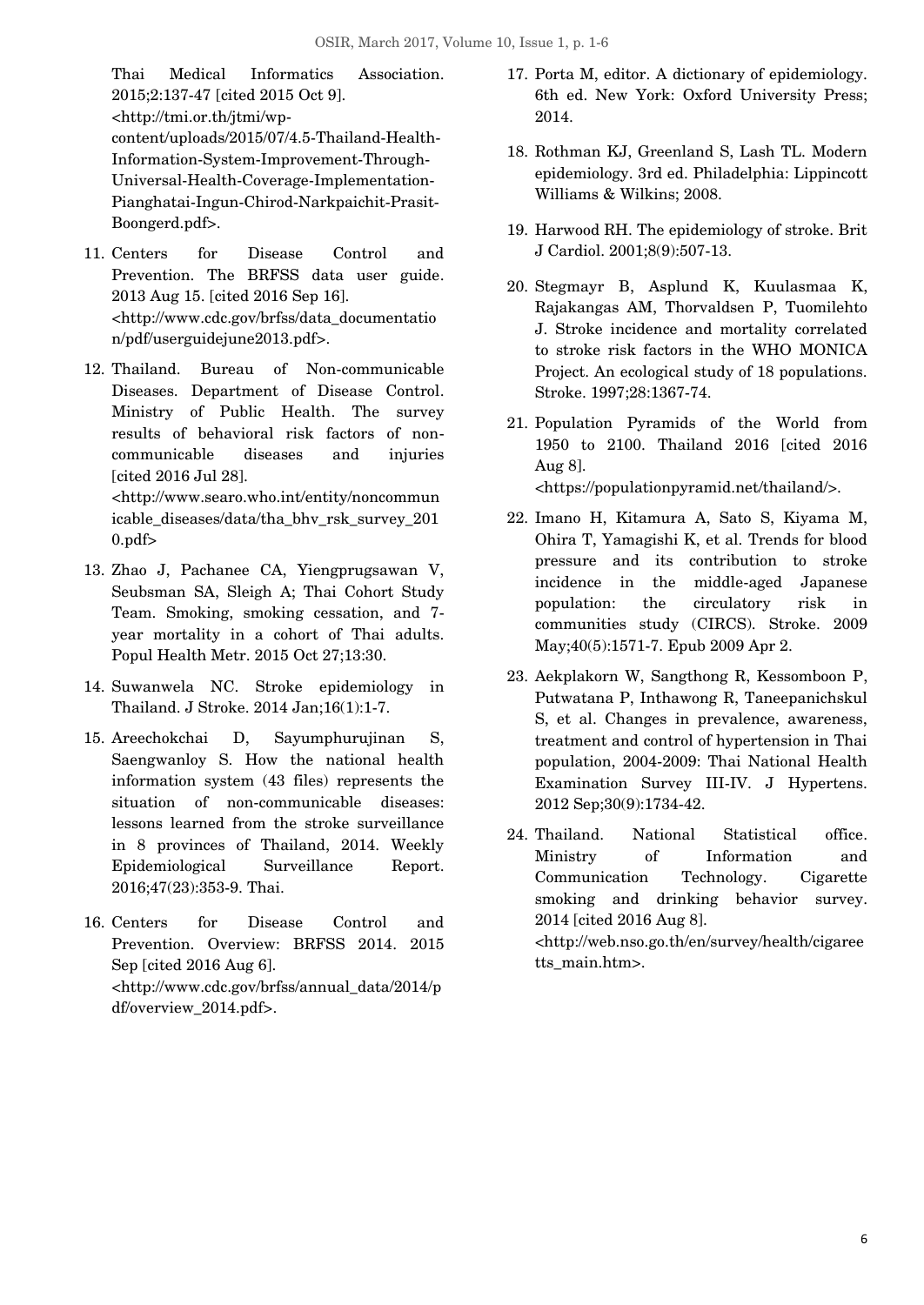Thai Medical Informatics Association. 2015;2:137-47 [cited 2015 Oct 9]. <http://tmi.or.th/jtmi/wp-content/uploads/2015/07/4.5-Thailand-Health-Information-System-Improvement-Through-Universal-Health-Coverage-Implementation-Pianghatai-Ingun-Chirod-Narkpaichit-Prasit-Boongerd.pdf>.

11. Centers for Disease Control and Prevention. The BRFSS data user guide. 2013 Aug 15. [cited 2016 Sep 16]. <http://www.cdc.gov/brfss/data_documentation/pdf/userguidejune2013.pdf>.

12. Thailand. Bureau of Non-communicable Diseases. Department of Disease Control. Ministry of Public Health. The survey results of behavioral risk factors of non-communicable diseases and injuries [cited 2016 Jul 28]. <http://www.searo.who.int/entity/noncommunicable_diseases/data/tha_bhv_rsk_survey_2010.pdf>

13. Zhao J, Pachanee CA, Yiengprugsawan V, Seubsman SA, Sleigh A; Thai Cohort Study Team. Smoking, smoking cessation, and 7-year mortality in a cohort of Thai adults. Popul Health Metr. 2015 Oct 27;13:30.

14. Suwanwela NC. Stroke epidemiology in Thailand. J Stroke. 2014 Jan;16(1):1-7.

15. Areechokchai D, Sayumphurujinan S, Saengwanloy S. How the national health information system (43 files) represents the situation of non-communicable diseases: lessons learned from the stroke surveillance in 8 provinces of Thailand, 2014. Weekly Epidemiological Surveillance Report. 2016;47(23):353-9. Thai.

16. Centers for Disease Control and Prevention. Overview: BRFSS 2014. 2015 Sep [cited 2016 Aug 6]. <http://www.cdc.gov/brfss/annual_data/2014/pdf/overview_2014.pdf>.

17. Porta M, editor. A dictionary of epidemiology. 6th ed. New York: Oxford University Press; 2014.

18. Rothman KJ, Greenland S, Lash TL. Modern epidemiology. 3rd ed. Philadelphia: Lippincott Williams & Wilkins; 2008.

19. Harwood RH. The epidemiology of stroke. Brit J Cardiol. 2001;8(9):507-13.

20. Stegmayr B, Asplund K, Kuulasmaa K, Rajakangas AM, Thorvaldsen P, Tuomilehto J. Stroke incidence and mortality correlated to stroke risk factors in the WHO MONICA Project. An ecological study of 18 populations. Stroke. 1997;28:1367-74.

21. Population Pyramids of the World from 1950 to 2100. Thailand 2016 [cited 2016 Aug 8]. <https://populationpyramid.net/thailand/>.

22. Imano H, Kitamura A, Sato S, Kiyama M, Ohira T, Yamagishi K, et al. Trends for blood pressure and its contribution to stroke incidence in the middle-aged Japanese population: the circulatory risk in communities study (CIRCS). Stroke. 2009 May;40(5):1571-7. Epub 2009 Apr 2.

23. Aekplakorn W, Sangthong R, Kessomboon P, Putwatana P, Inthawong R, Taneepanichskul S, et al. Changes in prevalence, awareness, treatment and control of hypertension in Thai population, 2004-2009: Thai National Health Examination Survey III-IV. J Hypertens. 2012 Sep;30(9):1734-42.

24. Thailand. National Statistical office. Ministry of Information and Communication Technology. Cigarette smoking and drinking behavior survey. 2014 [cited 2016 Aug 8]. <http://web.nso.go.th/en/survey/health/cigareetts_main.htm>.